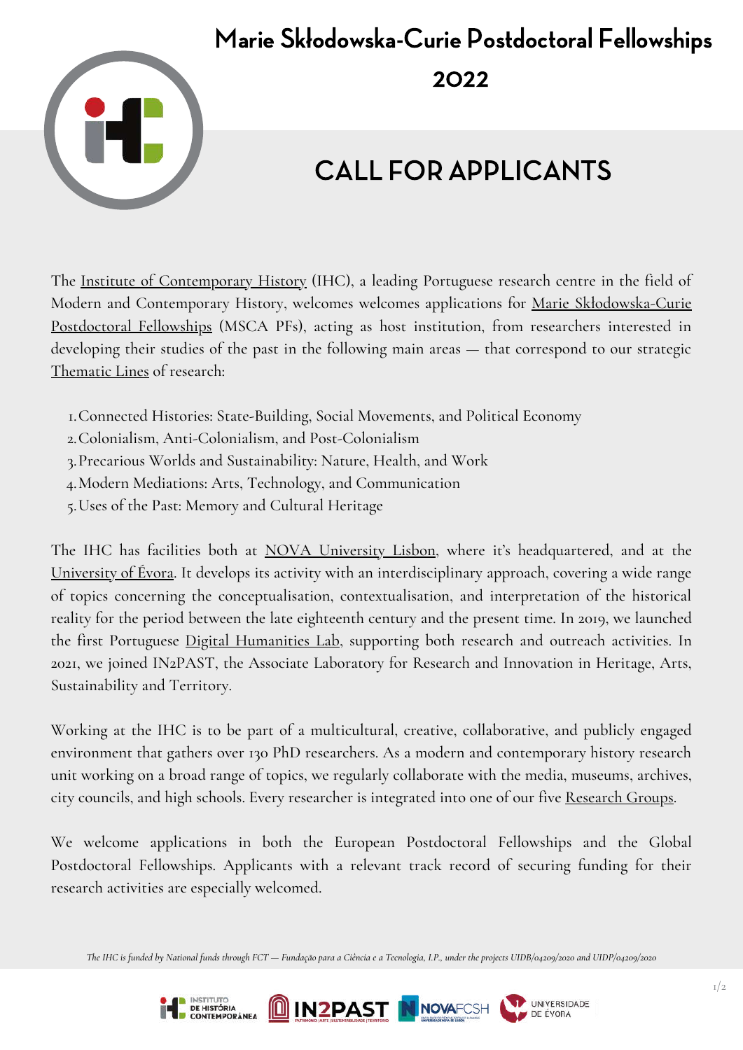# Marie Skłodowska-Curie Postdoctoral Fellowships 2022

## CALL FOR APPLICANTS

The Institute of Contemporary History (IHC), a leading Portuguese research centre in the field of Modern and Contemporary History, welcomes welcomes applications for Marie Skłodowska-Curie Postdoctoral Fellowships (MSCA PFs), acting as host institution, from researchers interested in developing their studies of the past in the following main areas — that correspond to our strategic Thematic Lines of research:

1. Connected Histories: State-Building, Social Movements, and Political Economy
2. Colonialism, Anti-Colonialism, and Post-Colonialism
3. Precarious Worlds and Sustainability: Nature, Health, and Work
4. Modern Mediations: Arts, Technology, and Communication
5. Uses of the Past: Memory and Cultural Heritage

The IHC has facilities both at NOVA University Lisbon, where it's headquartered, and at the University of Évora. It develops its activity with an interdisciplinary approach, covering a wide range of topics concerning the conceptualisation, contextualisation, and interpretation of the historical reality for the period between the late eighteenth century and the present time. In 2019, we launched the first Portuguese Digital Humanities Lab, supporting both research and outreach activities. In 2021, we joined IN2PAST, the Associate Laboratory for Research and Innovation in Heritage, Arts, Sustainability and Territory.

Working at the IHC is to be part of a multicultural, creative, collaborative, and publicly engaged environment that gathers over 130 PhD researchers. As a modern and contemporary history research unit working on a broad range of topics, we regularly collaborate with the media, museums, archives, city councils, and high schools. Every researcher is integrated into one of our five Research Groups.

We welcome applications in both the European Postdoctoral Fellowships and the Global Postdoctoral Fellowships. Applicants with a relevant track record of securing funding for their research activities are especially welcomed.

*The IHC is funded by National funds through FCT — Fundação para a Ciência e a Tecnologia, I.P., under the projects UIDB/04209/2020 and UIDP/04209/2020*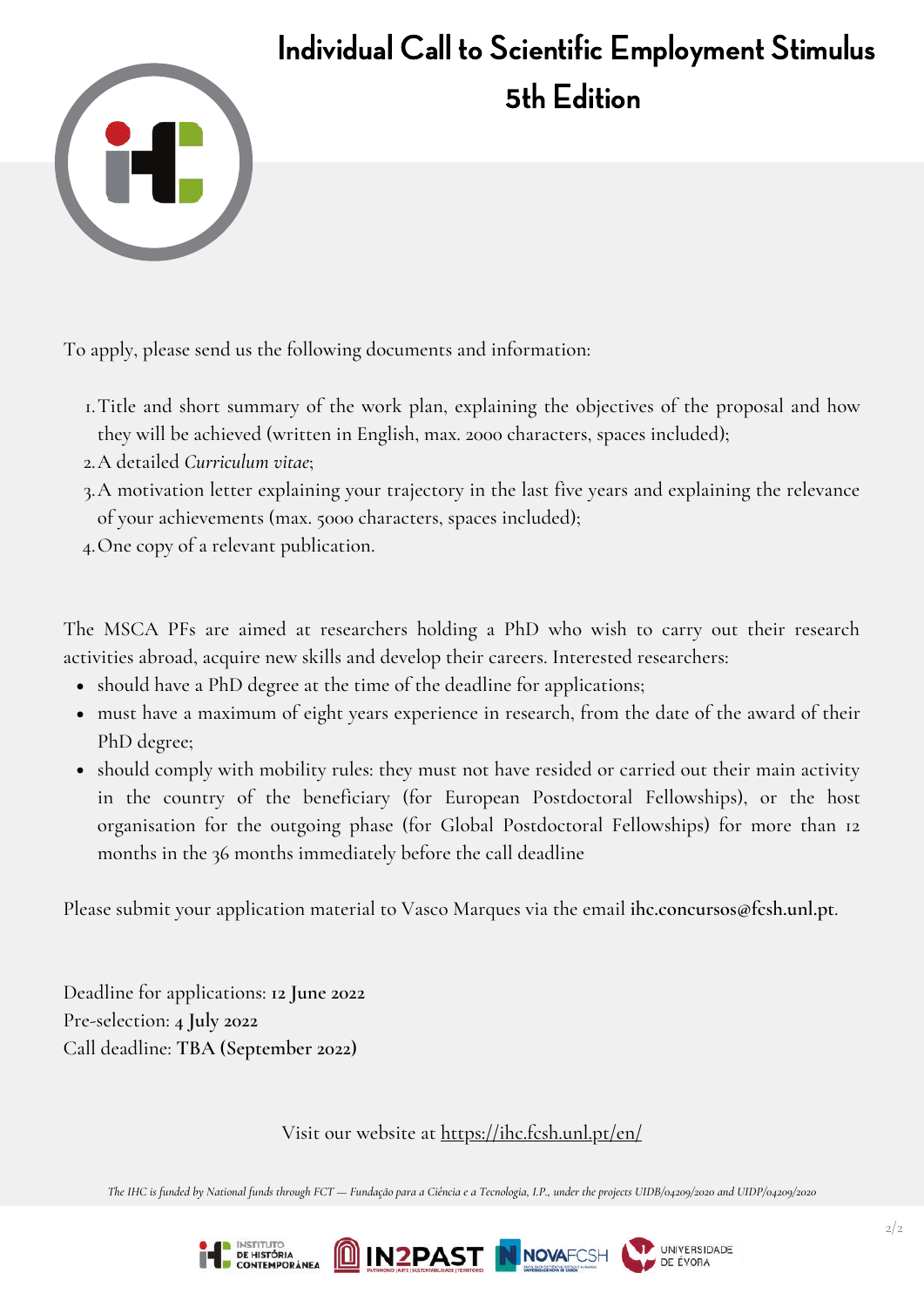# Individual Call to Scientific Employment Stimulus 5th Edition

To apply, please send us the following documents and information:

1. Title and short summary of the work plan, explaining the objectives of the proposal and how they will be achieved (written in English, max. 2000 characters, spaces included);
2. A detailed *Curriculum vitae*;
3. A motivation letter explaining your trajectory in the last five years and explaining the relevance of your achievements (max. 5000 characters, spaces included);
4. One copy of a relevant publication.

The MSCA PFs are aimed at researchers holding a PhD who wish to carry out their research activities abroad, acquire new skills and develop their careers. Interested researchers:

- should have a PhD degree at the time of the deadline for applications;
- must have a maximum of eight years experience in research, from the date of the award of their PhD degree;
- should comply with mobility rules: they must not have resided or carried out their main activity in the country of the beneficiary (for European Postdoctoral Fellowships), or the host organisation for the outgoing phase (for Global Postdoctoral Fellowships) for more than 12 months in the 36 months immediately before the call deadline

Please submit your application material to Vasco Marques via the email **ihc.concursos@fcsh.unl.pt**.

Deadline for applications: **12 June 2022**
Pre-selection: **4 July 2022**
Call deadline: **TBA (September 2022)**

Visit our website at https://ihc.fcsh.unl.pt/en/

*The IHC is funded by National funds through FCT — Fundação para a Ciência e a Tecnologia, I.P., under the projects UIDB/04209/2020 and UIDP/04209/2020*